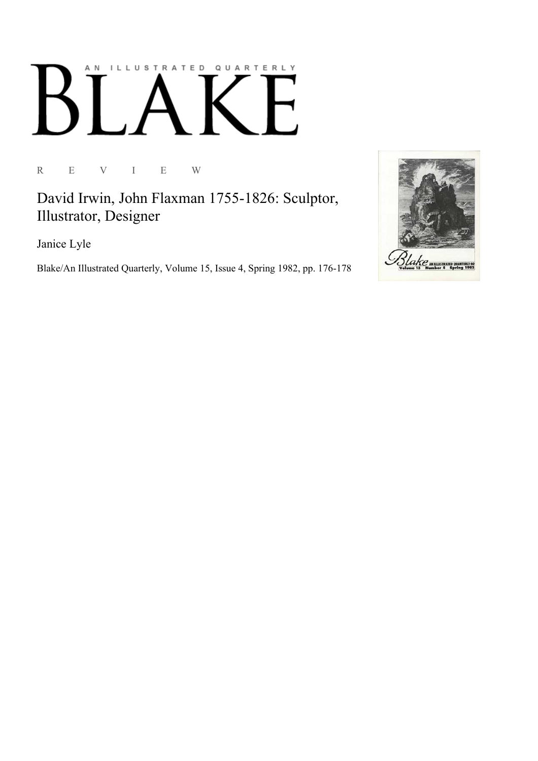AN ILLUSTRATED QUARTERLY

# BLAKE

R E V I E W

## David Irwin, John Flaxman 1755-1826: Sculptor, Illustrator, Designer

Janice Lyle

Blake/An Illustrated Quarterly, Volume 15, Issue 4, Spring 1982, pp. 176-178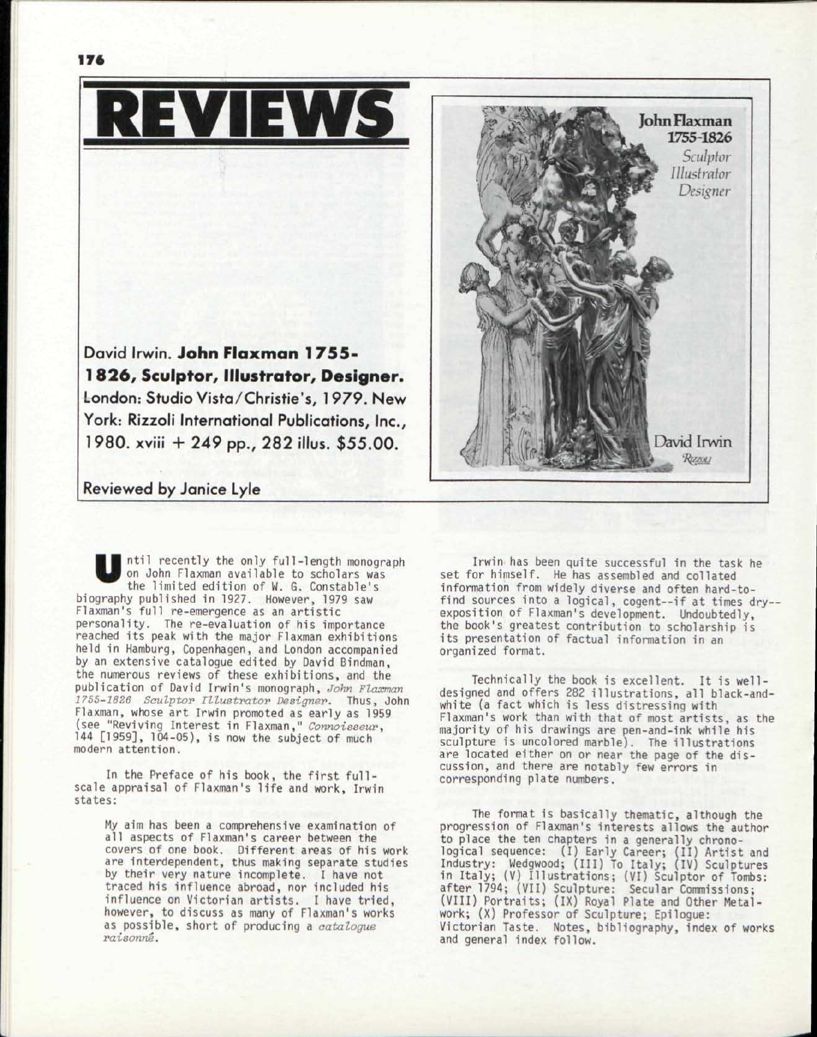# REVIEWS

David Irwin. **John Flaxman 1755-1826, Sculptor, Illustrator, Designer.** London: Studio Vista/Christie's, 1979. New York: Rizzoli International Publications, Inc., 1980. xviii + 249 pp., 282 illus. $55.00.

Reviewed by Janice Lyle

Until recently the only full-length monograph on John Flaxman available to scholars was the limited edition of W. G. Constable's biography published in 1927. However, 1979 saw Flaxman's full re-emergence as an artistic personality. The re-evaluation of his importance reached its peak with the major Flaxman exhibitions held in Hamburg, Copenhagen, and London accompanied by an extensive catalogue edited by David Bindman, the numerous reviews of these exhibitions, and the publication of David Irwin's monograph, *John Flaxman 1755-1826 Sculptor Illustrator Designer*. Thus, John Flaxman, whose art Irwin promoted as early as 1959 (see "Reviving Interest in Flaxman," *Connoisseur*, 144 [1959], 104-05), is now the subject of much modern attention.

In the Preface of his book, the first full-scale appraisal of Flaxman's life and work, Irwin states:

> My aim has been a comprehensive examination of all aspects of Flaxman's career between the covers of one book. Different areas of his work are interdependent, thus making separate studies by their very nature incomplete. I have not traced his influence abroad, nor included his influence on Victorian artists. I have tried, however, to discuss as many of Flaxman's works as possible, short of producing a *catalogue raisonné*.

Irwin has been quite successful in the task he set for himself. He has assembled and collated information from widely diverse and often hard-to-find sources into a logical, cogent--if at times dry--exposition of Flaxman's development. Undoubtedly, the book's greatest contribution to scholarship is its presentation of factual information in an organized format.

Technically the book is excellent. It is well-designed and offers 282 illustrations, all black-and-white (a fact which is less distressing with Flaxman's work than with that of most artists, as the majority of his drawings are pen-and-ink while his sculpture is uncolored marble). The illustrations are located either on or near the page of the discussion, and there are notably few errors in corresponding plate numbers.

The format is basically thematic, although the progression of Flaxman's interests allows the author to place the ten chapters in a generally chronological sequence: (I) Early Career; (II) Artist and Industry: Wedgwood; (III) To Italy; (IV) Sculptures in Italy; (V) Illustrations; (VI) Sculptor of Tombs: after 1794; (VII) Sculpture: Secular Commissions; (VIII) Portraits; (IX) Royal Plate and Other Metalwork; (X) Professor of Sculpture; Epilogue: Victorian Taste. Notes, bibliography, index of works and general index follow.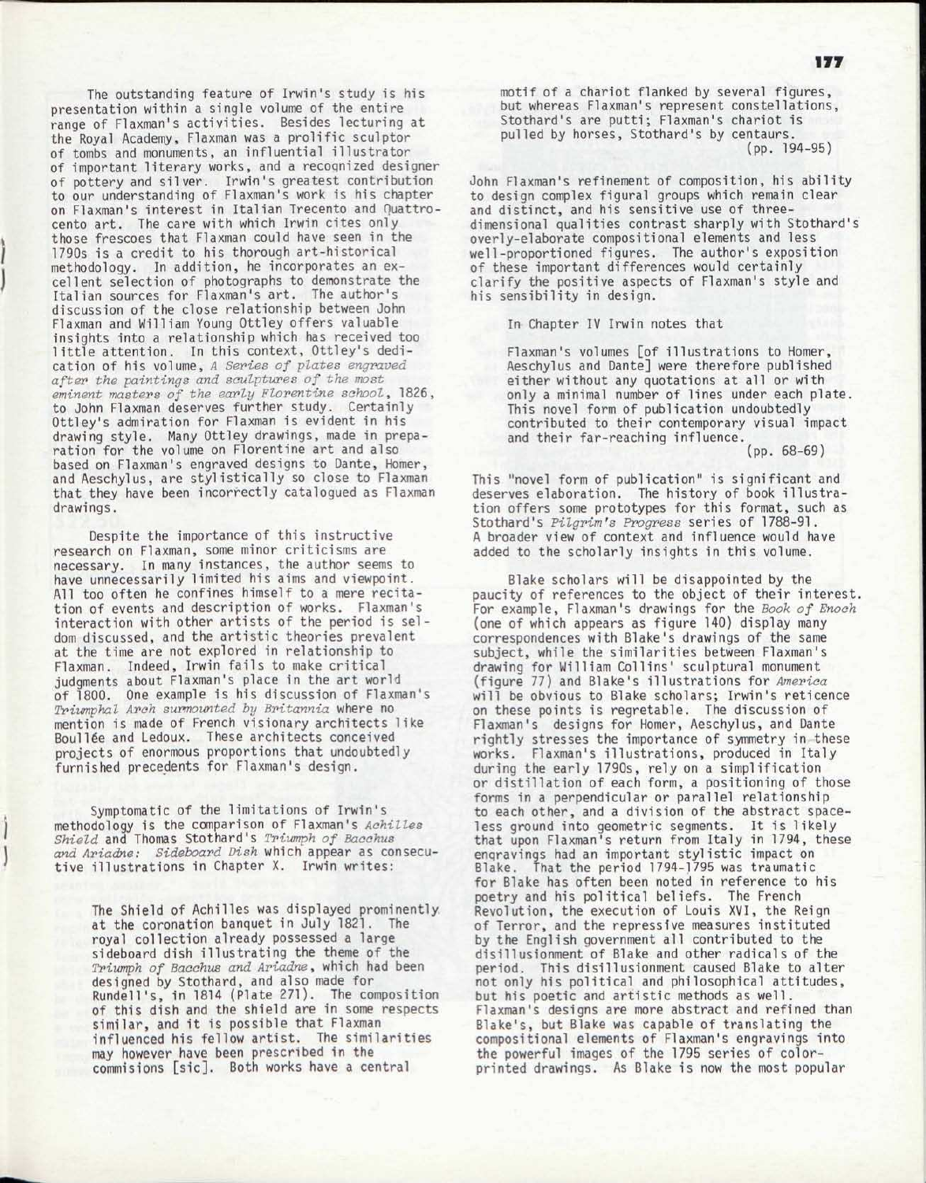The outstanding feature of Irwin's study is his presentation within a single volume of the entire range of Flaxman's activities. Besides lecturing at the Royal Academy, Flaxman was a prolific sculptor of tombs and monuments, an influential illustrator of important literary works, and a recognized designer of pottery and silver. Irwin's greatest contribution to our understanding of Flaxman's work is his chapter on Flaxman's interest in Italian Trecento and Quattrocento art. The care with which Irwin cites only those frescoes that Flaxman could have seen in the 1790s is a credit to his thorough art-historical methodology. In addition, he incorporates an excellent selection of photographs to demonstrate the Italian sources for Flaxman's art. The author's discussion of the close relationship between John Flaxman and William Young Ottley offers valuable insights into a relationship which has received too little attention. In this context, Ottley's dedication of his volume, *A Series of plates engraved after the paintings and sculptures of the most eminent masters of the early Florentine school*, 1826, to John Flaxman deserves further study. Certainly Ottley's admiration for Flaxman is evident in his drawing style. Many Ottley drawings, made in preparation for the volume on Florentine art and also based on Flaxman's engraved designs to Dante, Homer, and Aeschylus, are stylistically so close to Flaxman that they have been incorrectly catalogued as Flaxman drawings.

Despite the importance of this instructive research on Flaxman, some minor criticisms are necessary. In many instances, the author seems to have unnecessarily limited his aims and viewpoint. All too often he confines himself to a mere recitation of events and description of works. Flaxman's interaction with other artists of the period is seldom discussed, and the artistic theories prevalent at the time are not explored in relationship to Flaxman. Indeed, Irwin fails to make critical judgments about Flaxman's place in the art world of 1800. One example is his discussion of Flaxman's *Triumphal Arch surmounted by Britannia* where no mention is made of French visionary architects like Boullée and Ledoux. These architects conceived projects of enormous proportions that undoubtedly furnished precedents for Flaxman's design.

Symptomatic of the limitations of Irwin's methodology is the comparison of Flaxman's *Achilles Shield* and Thomas Stothard's *Triumph of Bacchus and Ariadne: Sideboard Dish* which appear as consecutive illustrations in Chapter X. Irwin writes:

> The Shield of Achilles was displayed prominently at the coronation banquet in July 1821. The royal collection already possessed a large sideboard dish illustrating the theme of the *Triumph of Bacchus and Ariadne*, which had been designed by Stothard, and also made for Rundell's, in 1814 (Plate 271). The composition of this dish and the shield are in some respects similar, and it is possible that Flaxman influenced his fellow artist. The similarities may however have been prescribed in the commisions [sic]. Both works have a central motif of a chariot flanked by several figures, but whereas Flaxman's represent constellations, Stothard's are putti; Flaxman's chariot is pulled by horses, Stothard's by centaurs.
> (pp. 194-95)

John Flaxman's refinement of composition, his ability to design complex figural groups which remain clear and distinct, and his sensitive use of three-dimensional qualities contrast sharply with Stothard's overly-elaborate compositional elements and less well-proportioned figures. The author's exposition of these important differences would certainly clarify the positive aspects of Flaxman's style and his sensibility in design.

In Chapter IV Irwin notes that

> Flaxman's volumes [of illustrations to Homer, Aeschylus and Dante] were therefore published either without any quotations at all or with only a minimal number of lines under each plate. This novel form of publication undoubtedly contributed to their contemporary visual impact and their far-reaching influence.
> (pp. 68-69)

This "novel form of publication" is significant and deserves elaboration. The history of book illustration offers some prototypes for this format, such as Stothard's *Pilgrim's Progress* series of 1788-91. A broader view of context and influence would have added to the scholarly insights in this volume.

Blake scholars will be disappointed by the paucity of references to the object of their interest. For example, Flaxman's drawings for the *Book of Enoch* (one of which appears as figure 140) display many correspondences with Blake's drawings of the same subject, while the similarities between Flaxman's drawing for William Collins' sculptural monument (figure 77) and Blake's illustrations for *America* will be obvious to Blake scholars; Irwin's reticence on these points is regretable. The discussion of Flaxman's designs for Homer, Aeschylus, and Dante rightly stresses the importance of symmetry in these works. Flaxman's illustrations, produced in Italy during the early 1790s, rely on a simplification or distillation of each form, a positioning of those forms in a perpendicular or parallel relationship to each other, and a division of the abstract spaceless ground into geometric segments. It is likely that upon Flaxman's return from Italy in 1794, these engravings had an important stylistic impact on Blake. That the period 1794-1795 was traumatic for Blake has often been noted in reference to his poetry and his political beliefs. The French Revolution, the execution of Louis XVI, the Reign of Terror, and the repressive measures instituted by the English government all contributed to the disillusionment of Blake and other radicals of the period. This disillusionment caused Blake to alter not only his political and philosophical attitudes, but his poetic and artistic methods as well. Flaxman's designs are more abstract and refined than Blake's, but Blake was capable of translating the compositional elements of Flaxman's engravings into the powerful images of the 1795 series of color-printed drawings. As Blake is now the most popular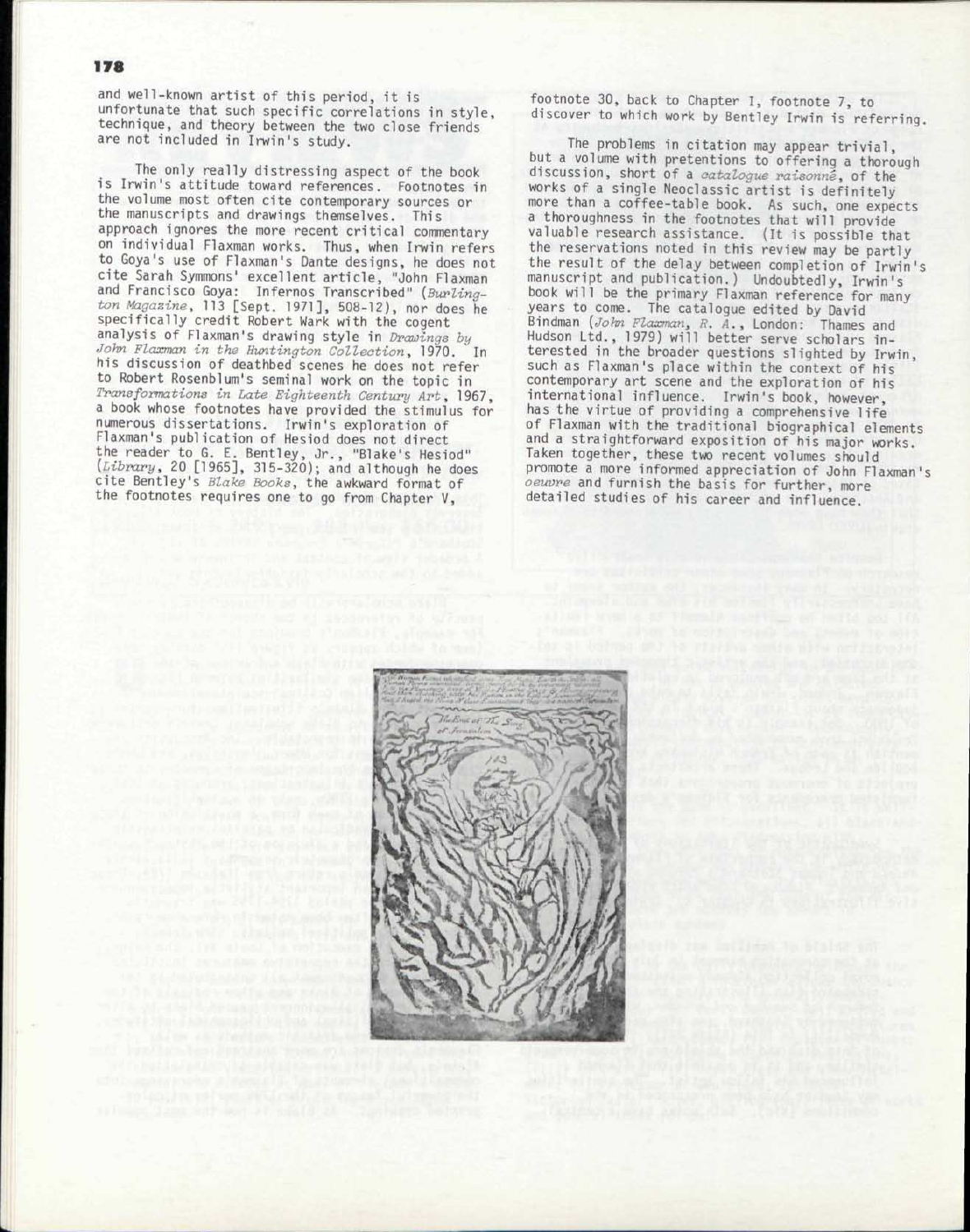and well-known artist of this period, it is unfortunate that such specific correlations in style, technique, and theory between the two close friends are not included in Irwin's study.

The only really distressing aspect of the book is Irwin's attitude toward references. Footnotes in the volume most often cite contemporary sources or the manuscripts and drawings themselves. This approach ignores the more recent critical commentary on individual Flaxman works. Thus, when Irwin refers to Goya's use of Flaxman's Dante designs, he does not cite Sarah Symmons' excellent article, "John Flaxman and Francisco Goya: Infernos Transcribed" (*Burlington Magazine*, 113 [Sept. 1971], 508-12), nor does he specifically credit Robert Wark with the cogent analysis of Flaxman's drawing style in *Drawings by John Flaxman in the Huntington Collection*, 1970. In his discussion of deathbed scenes he does not refer to Robert Rosenblum's seminal work on the topic in *Transformations in Late Eighteenth Century Art*, 1967, a book whose footnotes have provided the stimulus for numerous dissertations. Irwin's exploration of Flaxman's publication of Hesiod does not direct the reader to G. E. Bentley, Jr., "Blake's Hesiod" (*Library*, 20 [1965], 315-320); and although he does cite Bentley's *Blake Books*, the awkward format of the footnotes requires one to go from Chapter V, footnote 30, back to Chapter I, footnote 7, to discover to which work by Bentley Irwin is referring.

The problems in citation may appear trivial, but a volume with pretentions to offering a thorough discussion, short of a *catalogue raisonné*, of the works of a single Neoclassic artist is definitely more than a coffee-table book. As such, one expects a thoroughness in the footnotes that will provide valuable research assistance. (It is possible that the reservations noted in this review may be partly the result of the delay between completion of Irwin's manuscript and publication.) Undoubtedly, Irwin's book will be the primary Flaxman reference for many years to come. The catalogue edited by David Bindman (*John Flaxman, R. A.*, London: Thames and Hudson Ltd., 1979) will better serve scholars interested in the broader questions slighted by Irwin, such as Flaxman's place within the context of his contemporary art scene and the exploration of his international influence. Irwin's book, however, has the virtue of providing a comprehensive life of Flaxman with the traditional biographical elements and a straightforward exposition of his major works. Taken together, these two recent volumes should promote a more informed appreciation of John Flaxman's *oeuvre* and furnish the basis for further, more detailed studies of his career and influence.